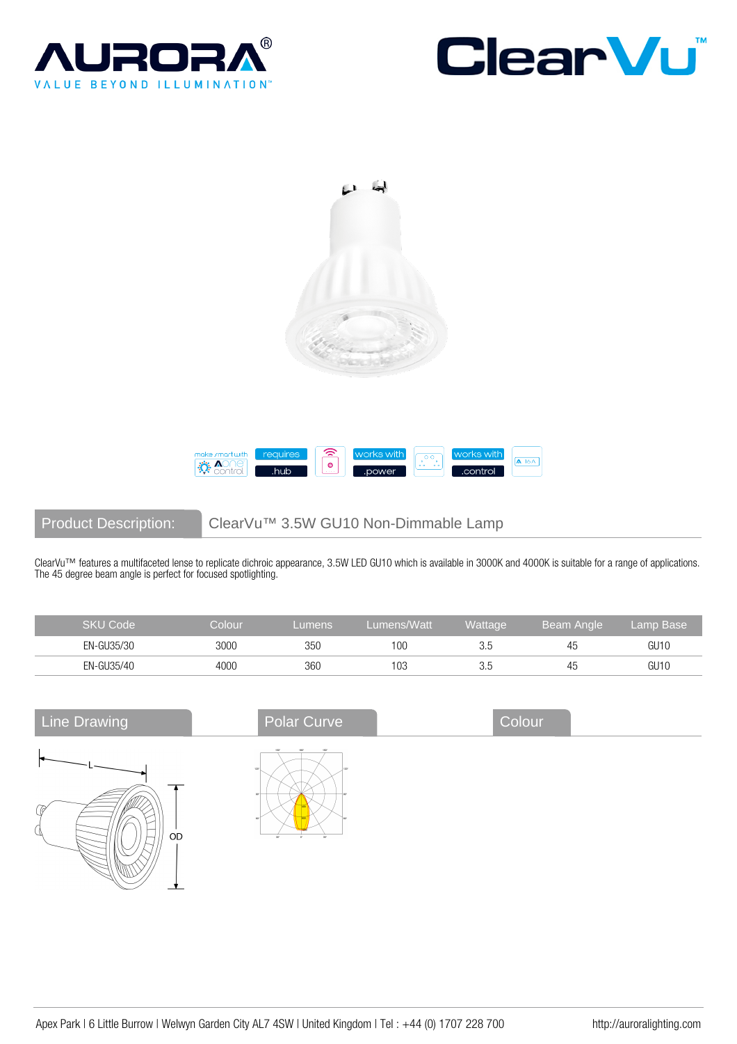AURORA®

VALUE BEYOND ILLUMINATION™

ClearVu™

make smart with Aone control | requires .hub | works with .power | works with .control

## Product Description: ClearVu™ 3.5W GU10 Non-Dimmable Lamp

ClearVu™ features a multifaceted lense to replicate dichroic appearance, 3.5W LED GU10 which is available in 3000K and 4000K is suitable for a range of applications. The 45 degree beam angle is perfect for focused spotlighting.

| SKU Code | Colour | Lumens | Lumens/Watt | Wattage | Beam Angle | Lamp Base |
|---|---|---|---|---|---|---|
| EN-GU35/30 | 3000 | 350 | 100 | 3.5 | 45 | GU10 |
| EN-GU35/40 | 4000 | 360 | 103 | 3.5 | 45 | GU10 |

## Line Drawing

L

OD

## Polar Curve

## Colour

Apex Park | 6 Little Burrow | Welwyn Garden City AL7 4SW | United Kingdom | Tel : +44 (0) 1707 228 700

http://auroralighting.com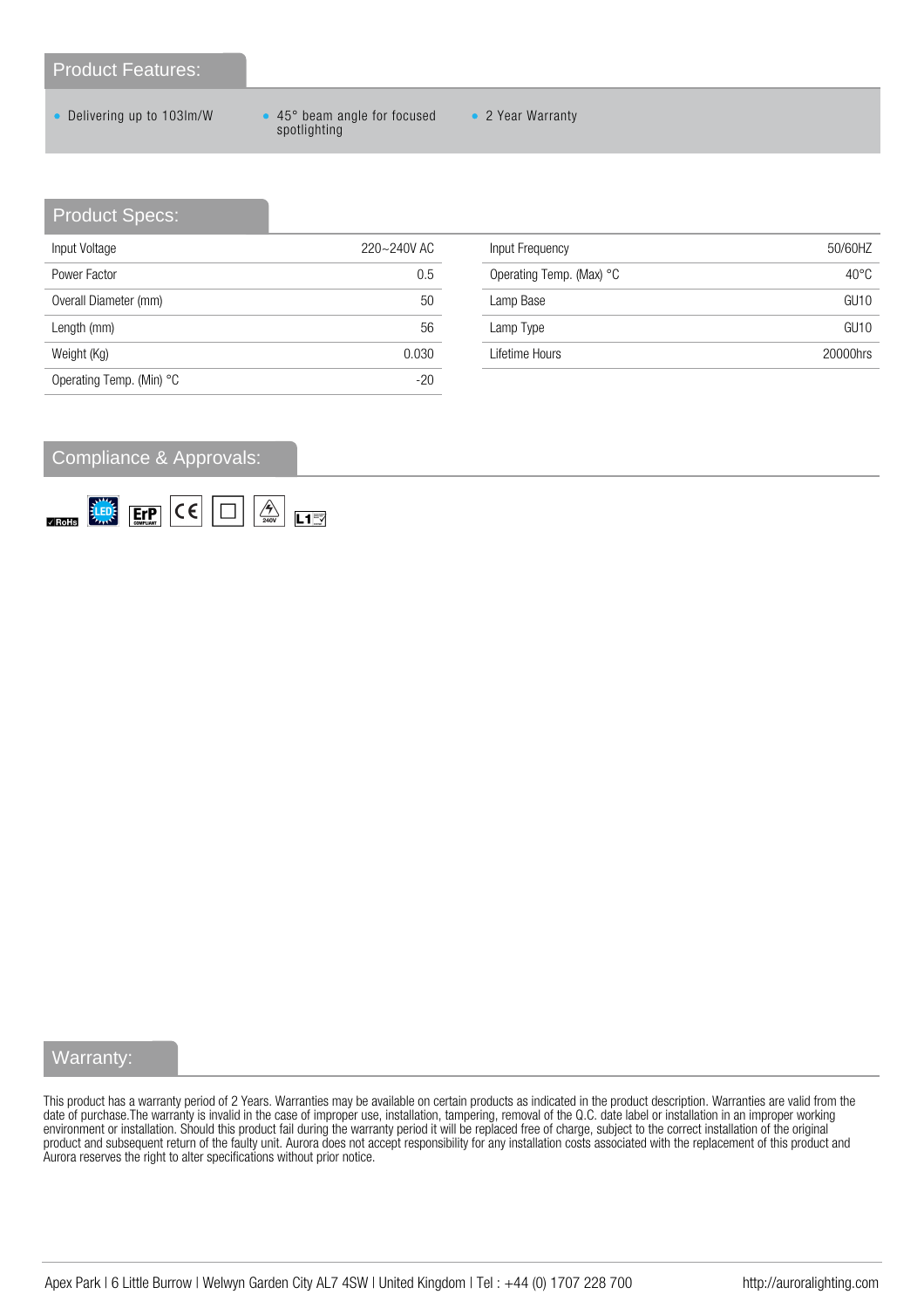## Product Features:

- Delivering up to 103lm/W
- 45° beam angle for focused spotlighting
- 2 Year Warranty

## Product Specs:

| | |
|---|---|
| Input Voltage | 220~240V AC |
| Power Factor | 0.5 |
| Overall Diameter (mm) | 50 |
| Length (mm) | 56 |
| Weight (Kg) | 0.030 |
| Operating Temp. (Min) °C | -20 |
| Input Frequency | 50/60HZ |
| Operating Temp. (Max) °C | 40°C |
| Lamp Base | GU10 |
| Lamp Type | GU10 |
| Lifetime Hours | 20000hrs |

## Compliance & Approvals:

## Warranty:

This product has a warranty period of 2 Years. Warranties may be available on certain products as indicated in the product description. Warranties are valid from the date of purchase.The warranty is invalid in the case of improper use, installation, tampering, removal of the Q.C. date label or installation in an improper working environment or installation. Should this product fail during the warranty period it will be replaced free of charge, subject to the correct installation of the original product and subsequent return of the faulty unit. Aurora does not accept responsibility for any installation costs associated with the replacement of this product and Aurora reserves the right to alter specifications without prior notice.

Apex Park | 6 Little Burrow | Welwyn Garden City AL7 4SW | United Kingdom | Tel : +44 (0) 1707 228 700 http://auroralighting.com